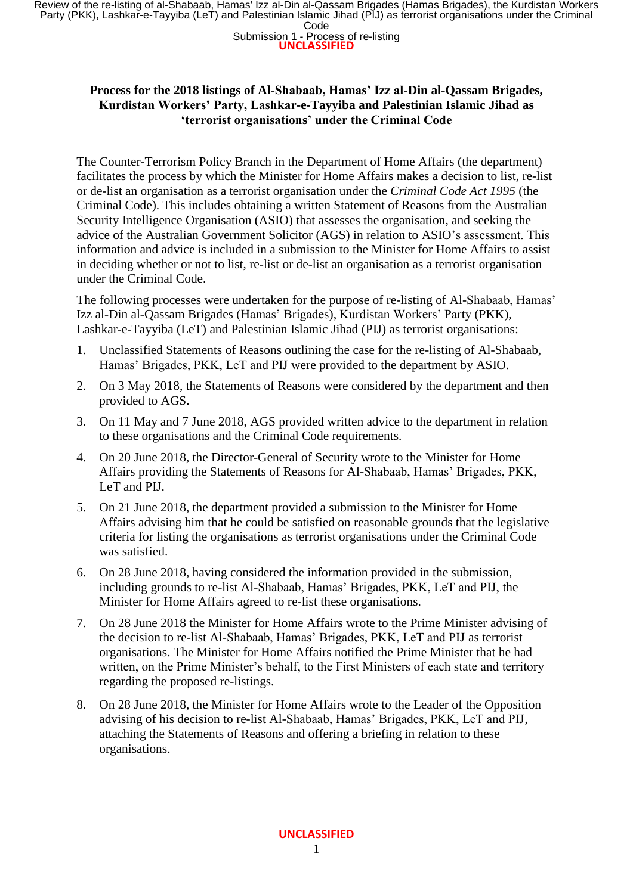**Process for the 2018 listings of Al-Shabaab, Hamas' Izz al-Din al-Qassam Brigades, Kurdistan Workers' Party, Lashkar-e-Tayyiba and Palestinian Islamic Jihad as 'terrorist organisations' under the Criminal Code**

The Counter-Terrorism Policy Branch in the Department of Home Affairs (the department) facilitates the process by which the Minister for Home Affairs makes a decision to list, re-list or de-list an organisation as a terrorist organisation under the *Criminal Code Act 1995* (the Criminal Code). This includes obtaining a written Statement of Reasons from the Australian Security Intelligence Organisation (ASIO) that assesses the organisation, and seeking the advice of the Australian Government Solicitor (AGS) in relation to ASIO's assessment. This information and advice is included in a submission to the Minister for Home Affairs to assist in deciding whether or not to list, re-list or de-list an organisation as a terrorist organisation under the Criminal Code.

The following processes were undertaken for the purpose of re-listing of Al-Shabaab, Hamas' Izz al-Din al-Qassam Brigades (Hamas' Brigades), Kurdistan Workers' Party (PKK), Lashkar-e-Tayyiba (LeT) and Palestinian Islamic Jihad (PIJ) as terrorist organisations:

1. Unclassified Statements of Reasons outlining the case for the re-listing of Al-Shabaab, Hamas' Brigades, PKK, LeT and PIJ were provided to the department by ASIO.
2. On 3 May 2018, the Statements of Reasons were considered by the department and then provided to AGS.
3. On 11 May and 7 June 2018, AGS provided written advice to the department in relation to these organisations and the Criminal Code requirements.
4. On 20 June 2018, the Director-General of Security wrote to the Minister for Home Affairs providing the Statements of Reasons for Al-Shabaab, Hamas' Brigades, PKK, LeT and PIJ.
5. On 21 June 2018, the department provided a submission to the Minister for Home Affairs advising him that he could be satisfied on reasonable grounds that the legislative criteria for listing the organisations as terrorist organisations under the Criminal Code was satisfied.
6. On 28 June 2018, having considered the information provided in the submission, including grounds to re-list Al-Shabaab, Hamas' Brigades, PKK, LeT and PIJ, the Minister for Home Affairs agreed to re-list these organisations.
7. On 28 June 2018 the Minister for Home Affairs wrote to the Prime Minister advising of the decision to re-list Al-Shabaab, Hamas' Brigades, PKK, LeT and PIJ as terrorist organisations. The Minister for Home Affairs notified the Prime Minister that he had written, on the Prime Minister's behalf, to the First Ministers of each state and territory regarding the proposed re-listings.
8. On 28 June 2018, the Minister for Home Affairs wrote to the Leader of the Opposition advising of his decision to re-list Al-Shabaab, Hamas' Brigades, PKK, LeT and PIJ, attaching the Statements of Reasons and offering a briefing in relation to these organisations.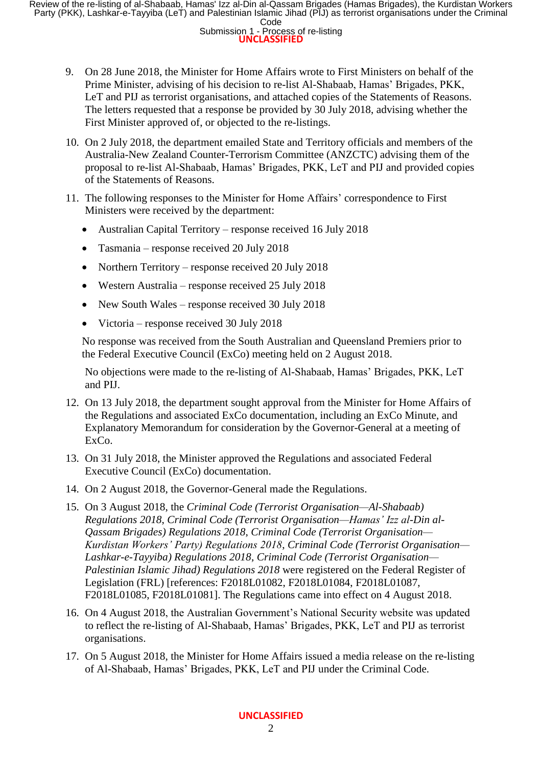9. On 28 June 2018, the Minister for Home Affairs wrote to First Ministers on behalf of the Prime Minister, advising of his decision to re-list Al-Shabaab, Hamas' Brigades, PKK, LeT and PIJ as terrorist organisations, and attached copies of the Statements of Reasons. The letters requested that a response be provided by 30 July 2018, advising whether the First Minister approved of, or objected to the re-listings.

10. On 2 July 2018, the department emailed State and Territory officials and members of the Australia-New Zealand Counter-Terrorism Committee (ANZCTC) advising them of the proposal to re-list Al-Shabaab, Hamas' Brigades, PKK, LeT and PIJ and provided copies of the Statements of Reasons.

11. The following responses to the Minister for Home Affairs' correspondence to First Ministers were received by the department:

    - Australian Capital Territory – response received 16 July 2018
    - Tasmania – response received 20 July 2018
    - Northern Territory – response received 20 July 2018
    - Western Australia – response received 25 July 2018
    - New South Wales – response received 30 July 2018
    - Victoria – response received 30 July 2018

    No response was received from the South Australian and Queensland Premiers prior to the Federal Executive Council (ExCo) meeting held on 2 August 2018.

    No objections were made to the re-listing of Al-Shabaab, Hamas' Brigades, PKK, LeT and PIJ.

12. On 13 July 2018, the department sought approval from the Minister for Home Affairs of the Regulations and associated ExCo documentation, including an ExCo Minute, and Explanatory Memorandum for consideration by the Governor-General at a meeting of ExCo.

13. On 31 July 2018, the Minister approved the Regulations and associated Federal Executive Council (ExCo) documentation.

14. On 2 August 2018, the Governor-General made the Regulations.

15. On 3 August 2018, the *Criminal Code (Terrorist Organisation—Al-Shabaab) Regulations 2018*, *Criminal Code (Terrorist Organisation—Hamas' Izz al-Din al-Qassam Brigades) Regulations 2018*, *Criminal Code (Terrorist Organisation—Kurdistan Workers' Party) Regulations 2018*, *Criminal Code (Terrorist Organisation—Lashkar-e-Tayyiba) Regulations 2018*, *Criminal Code (Terrorist Organisation—Palestinian Islamic Jihad) Regulations 2018* were registered on the Federal Register of Legislation (FRL) [references: F2018L01082, F2018L01084, F2018L01087, F2018L01085, F2018L01081]. The Regulations came into effect on 4 August 2018.

16. On 4 August 2018, the Australian Government's National Security website was updated to reflect the re-listing of Al-Shabaab, Hamas' Brigades, PKK, LeT and PIJ as terrorist organisations.

17. On 5 August 2018, the Minister for Home Affairs issued a media release on the re-listing of Al-Shabaab, Hamas' Brigades, PKK, LeT and PIJ under the Criminal Code.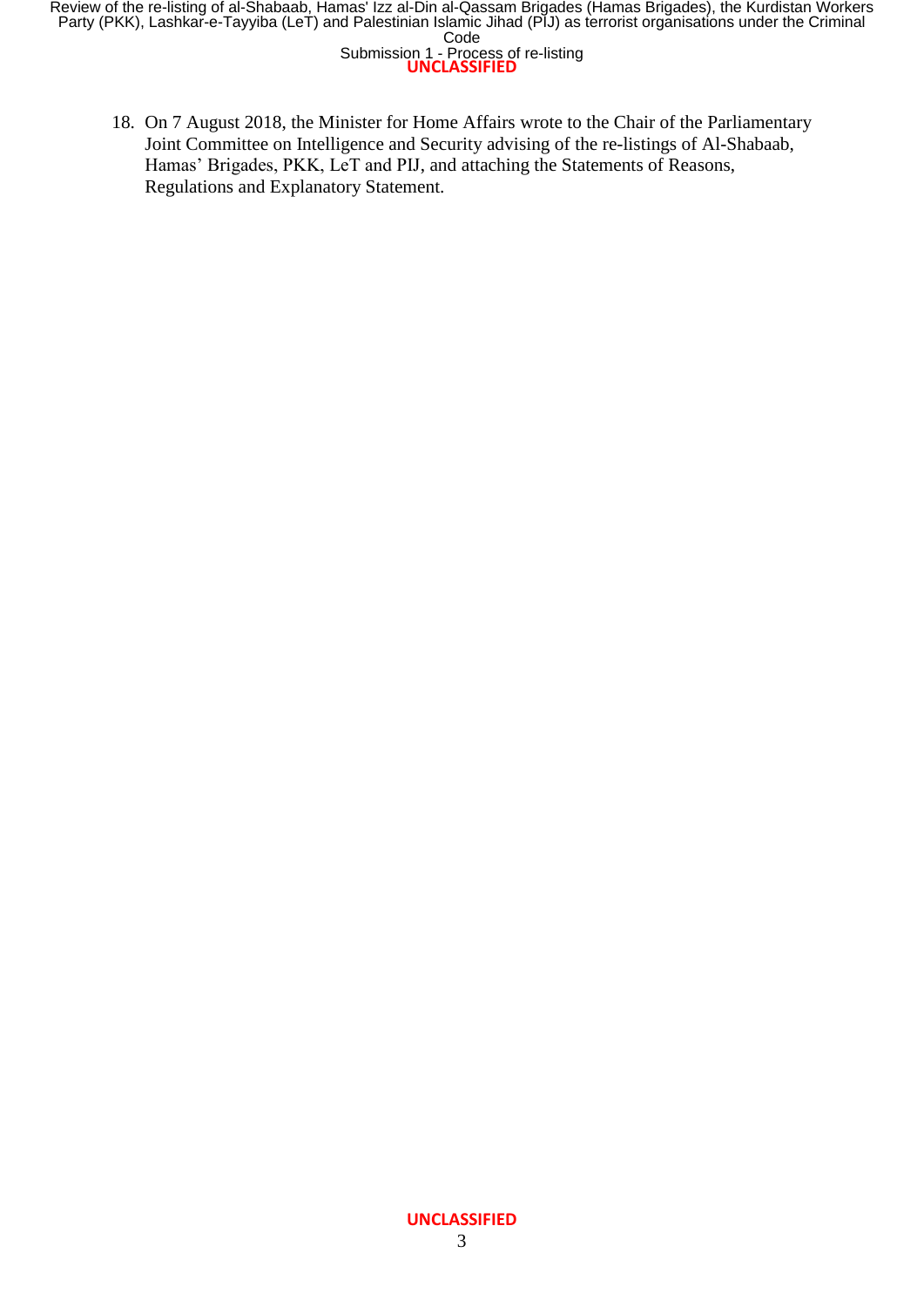18. On 7 August 2018, the Minister for Home Affairs wrote to the Chair of the Parliamentary Joint Committee on Intelligence and Security advising of the re-listings of Al-Shabaab, Hamas' Brigades, PKK, LeT and PIJ, and attaching the Statements of Reasons, Regulations and Explanatory Statement.